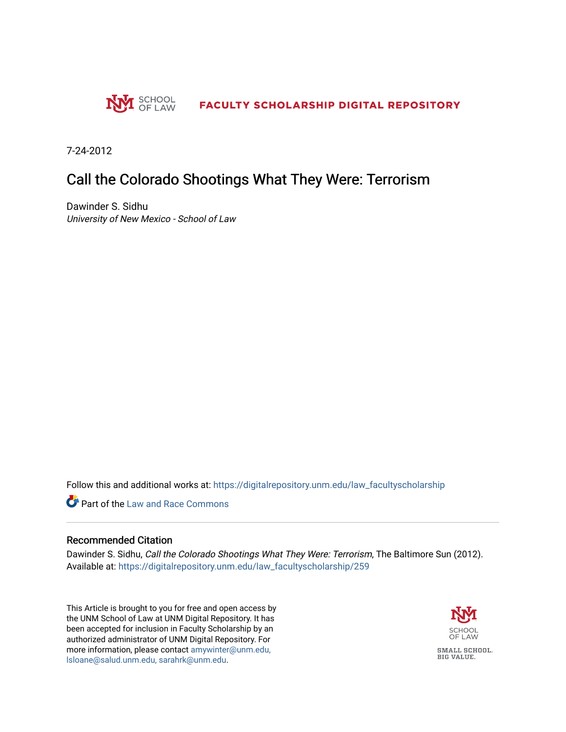SCHOOL OF LAW

FACULTY SCHOLARSHIP DIGITAL REPOSITORY

7-24-2012

# Call the Colorado Shootings What They Were: Terrorism

Dawinder S. Sidhu
*University of New Mexico - School of Law*

Follow this and additional works at: https://digitalrepository.unm.edu/law_facultyscholarship

Part of the Law and Race Commons

## Recommended Citation

Dawinder S. Sidhu, *Call the Colorado Shootings What They Were: Terrorism*, The Baltimore Sun (2012).
Available at: https://digitalrepository.unm.edu/law_facultyscholarship/259

This Article is brought to you for free and open access by the UNM School of Law at UNM Digital Repository. It has been accepted for inclusion in Faculty Scholarship by an authorized administrator of UNM Digital Repository. For more information, please contact amywinter@unm.edu, lsloane@salud.unm.edu, sarahrk@unm.edu.

SCHOOL OF LAW

SMALL SCHOOL. BIG VALUE.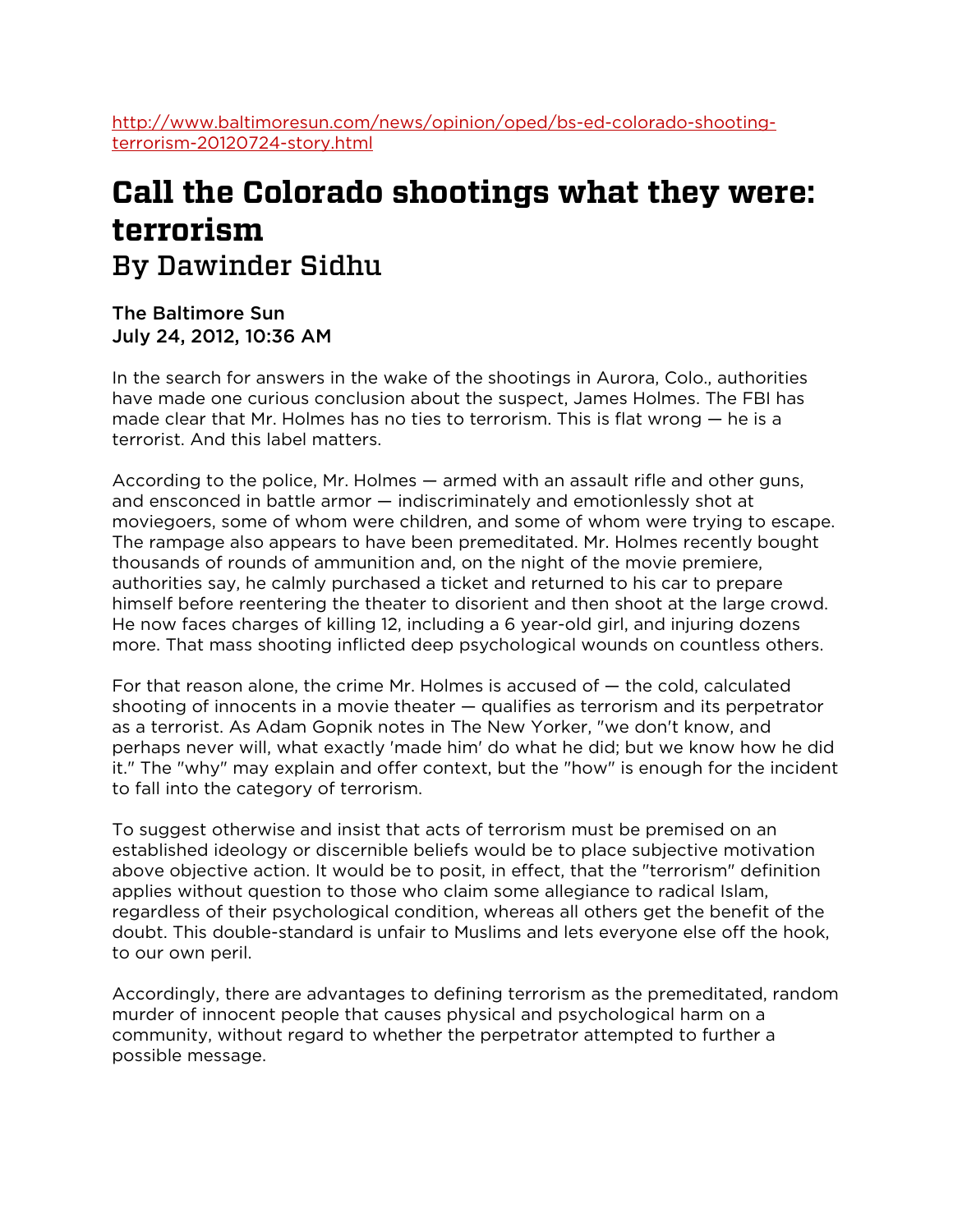http://www.baltimoresun.com/news/opinion/oped/bs-ed-colorado-shooting-terrorism-20120724-story.html

# Call the Colorado shootings what they were: terrorism

## By Dawinder Sidhu

The Baltimore Sun
July 24, 2012, 10:36 AM

In the search for answers in the wake of the shootings in Aurora, Colo., authorities have made one curious conclusion about the suspect, James Holmes. The FBI has made clear that Mr. Holmes has no ties to terrorism. This is flat wrong — he is a terrorist. And this label matters.

According to the police, Mr. Holmes — armed with an assault rifle and other guns, and ensconced in battle armor — indiscriminately and emotionlessly shot at moviegoers, some of whom were children, and some of whom were trying to escape. The rampage also appears to have been premeditated. Mr. Holmes recently bought thousands of rounds of ammunition and, on the night of the movie premiere, authorities say, he calmly purchased a ticket and returned to his car to prepare himself before reentering the theater to disorient and then shoot at the large crowd. He now faces charges of killing 12, including a 6 year-old girl, and injuring dozens more. That mass shooting inflicted deep psychological wounds on countless others.

For that reason alone, the crime Mr. Holmes is accused of — the cold, calculated shooting of innocents in a movie theater — qualifies as terrorism and its perpetrator as a terrorist. As Adam Gopnik notes in The New Yorker, "we don't know, and perhaps never will, what exactly 'made him' do what he did; but we know how he did it." The "why" may explain and offer context, but the "how" is enough for the incident to fall into the category of terrorism.

To suggest otherwise and insist that acts of terrorism must be premised on an established ideology or discernible beliefs would be to place subjective motivation above objective action. It would be to posit, in effect, that the "terrorism" definition applies without question to those who claim some allegiance to radical Islam, regardless of their psychological condition, whereas all others get the benefit of the doubt. This double-standard is unfair to Muslims and lets everyone else off the hook, to our own peril.

Accordingly, there are advantages to defining terrorism as the premeditated, random murder of innocent people that causes physical and psychological harm on a community, without regard to whether the perpetrator attempted to further a possible message.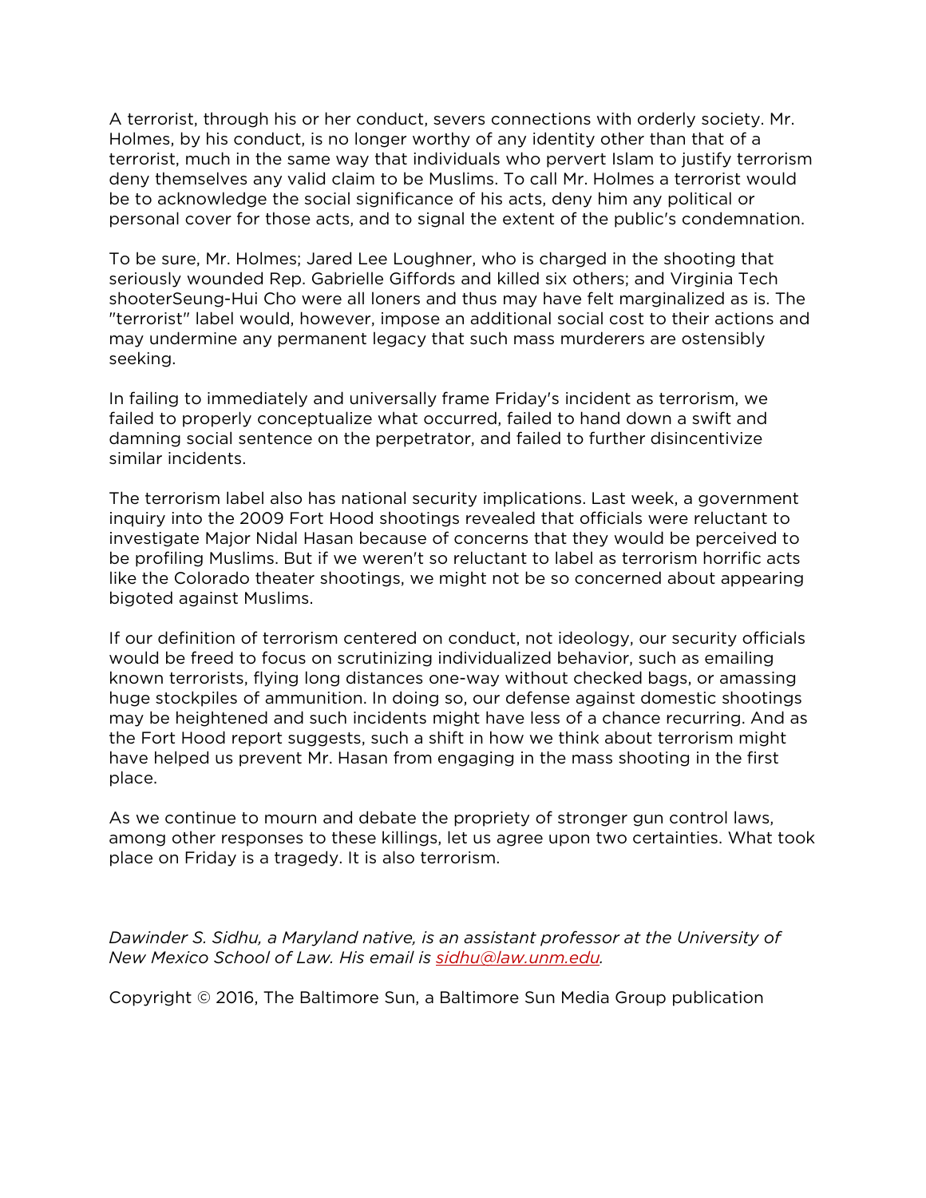A terrorist, through his or her conduct, severs connections with orderly society. Mr. Holmes, by his conduct, is no longer worthy of any identity other than that of a terrorist, much in the same way that individuals who pervert Islam to justify terrorism deny themselves any valid claim to be Muslims. To call Mr. Holmes a terrorist would be to acknowledge the social significance of his acts, deny him any political or personal cover for those acts, and to signal the extent of the public's condemnation.

To be sure, Mr. Holmes; Jared Lee Loughner, who is charged in the shooting that seriously wounded Rep. Gabrielle Giffords and killed six others; and Virginia Tech shooterSeung-Hui Cho were all loners and thus may have felt marginalized as is. The "terrorist" label would, however, impose an additional social cost to their actions and may undermine any permanent legacy that such mass murderers are ostensibly seeking.

In failing to immediately and universally frame Friday's incident as terrorism, we failed to properly conceptualize what occurred, failed to hand down a swift and damning social sentence on the perpetrator, and failed to further disincentivize similar incidents.

The terrorism label also has national security implications. Last week, a government inquiry into the 2009 Fort Hood shootings revealed that officials were reluctant to investigate Major Nidal Hasan because of concerns that they would be perceived to be profiling Muslims. But if we weren't so reluctant to label as terrorism horrific acts like the Colorado theater shootings, we might not be so concerned about appearing bigoted against Muslims.

If our definition of terrorism centered on conduct, not ideology, our security officials would be freed to focus on scrutinizing individualized behavior, such as emailing known terrorists, flying long distances one-way without checked bags, or amassing huge stockpiles of ammunition. In doing so, our defense against domestic shootings may be heightened and such incidents might have less of a chance recurring. And as the Fort Hood report suggests, such a shift in how we think about terrorism might have helped us prevent Mr. Hasan from engaging in the mass shooting in the first place.

As we continue to mourn and debate the propriety of stronger gun control laws, among other responses to these killings, let us agree upon two certainties. What took place on Friday is a tragedy. It is also terrorism.

*Dawinder S. Sidhu, a Maryland native, is an assistant professor at the University of New Mexico School of Law. His email is [sidhu@law.unm.edu](mailto:sidhu@law.unm.edu).*

Copyright © 2016, The Baltimore Sun, a Baltimore Sun Media Group publication